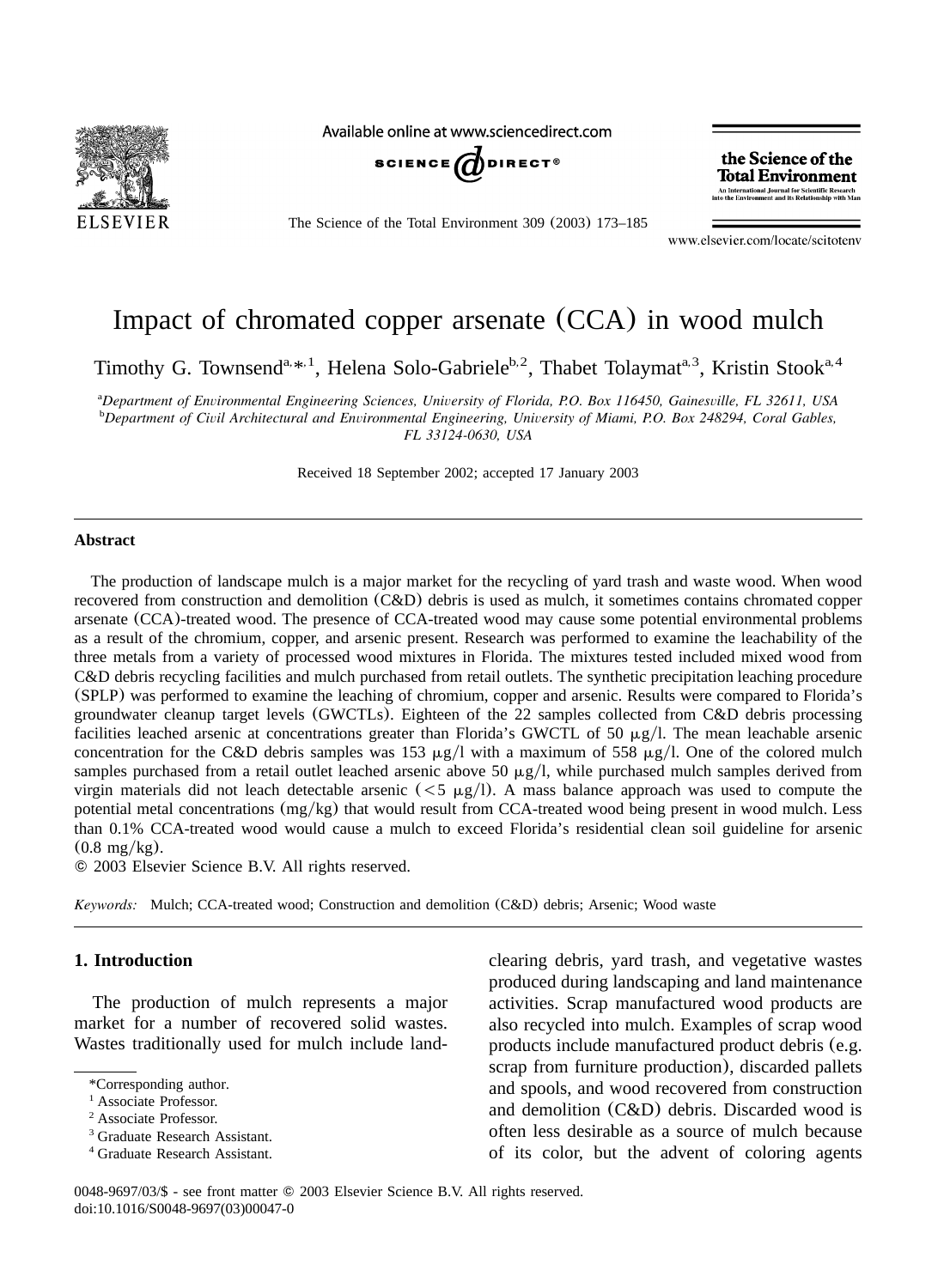# Impact of chromated copper arsenate (CCA) in wood mulch

Timothy G. Townsend[a,*,1], Helena Solo-Gabriele[b,2], Thabet Tolaymat[a,3], Kristin Stook[a,4]

[a] *Department of Environmental Engineering Sciences, University of Florida, P.O. Box 116450, Gainesville, FL 32611, USA*
[b] *Department of Civil Architectural and Environmental Engineering, University of Miami, P.O. Box 248294, Coral Gables, FL 33124-0630, USA*

Received 18 September 2002; accepted 17 January 2003

## Abstract

The production of landscape mulch is a major market for the recycling of yard trash and waste wood. When wood recovered from construction and demolition (C&D) debris is used as mulch, it sometimes contains chromated copper arsenate (CCA)-treated wood. The presence of CCA-treated wood may cause some potential environmental problems as a result of the chromium, copper, and arsenic present. Research was performed to examine the leachability of the three metals from a variety of processed wood mixtures in Florida. The mixtures tested included mixed wood from C&D debris recycling facilities and mulch purchased from retail outlets. The synthetic precipitation leaching procedure (SPLP) was performed to examine the leaching of chromium, copper and arsenic. Results were compared to Florida's groundwater cleanup target levels (GWCTLs). Eighteen of the 22 samples collected from C&D debris processing facilities leached arsenic at concentrations greater than Florida's GWCTL of 50 μg/l. The mean leachable arsenic concentration for the C&D debris samples was 153 μg/l with a maximum of 558 μg/l. One of the colored mulch samples purchased from a retail outlet leached arsenic above 50 μg/l, while purchased mulch samples derived from virgin materials did not leach detectable arsenic (<5 μg/l). A mass balance approach was used to compute the potential metal concentrations (mg/kg) that would result from CCA-treated wood being present in wood mulch. Less than 0.1% CCA-treated wood would cause a mulch to exceed Florida's residential clean soil guideline for arsenic (0.8 mg/kg).

© 2003 Elsevier Science B.V. All rights reserved.

*Keywords:* Mulch; CCA-treated wood; Construction and demolition (C&D) debris; Arsenic; Wood waste

## 1. Introduction

The production of mulch represents a major market for a number of recovered solid wastes. Wastes traditionally used for mulch include land-clearing debris, yard trash, and vegetative wastes produced during landscaping and land maintenance activities. Scrap manufactured wood products are also recycled into mulch. Examples of scrap wood products include manufactured product debris (e.g. scrap from furniture production), discarded pallets and spools, and wood recovered from construction and demolition (C&D) debris. Discarded wood is often less desirable as a source of mulch because of its color, but the advent of coloring agents

*Corresponding author.
[1] Associate Professor.
[2] Associate Professor.
[3] Graduate Research Assistant.
[4] Graduate Research Assistant.

0048-9697/03/$ - see front matter © 2003 Elsevier Science B.V. All rights reserved.
doi:10.1016/S0048-9697(03)00047-0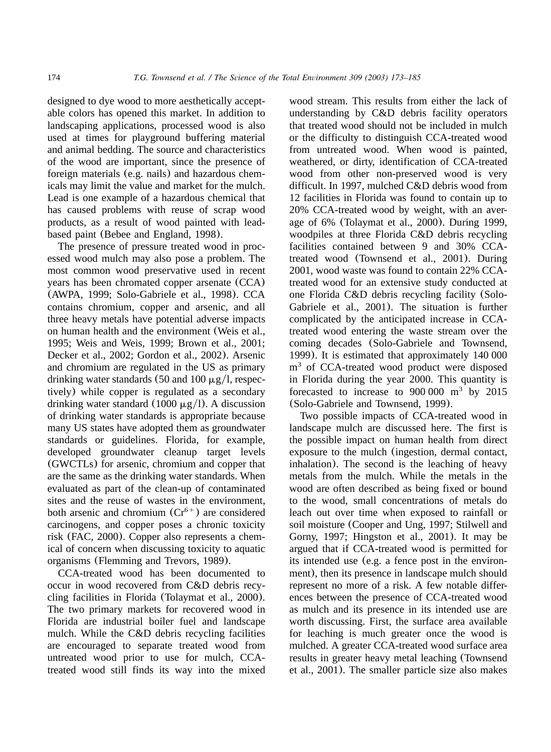designed to dye wood to more aesthetically acceptable colors has opened this market. In addition to landscaping applications, processed wood is also used at times for playground buffering material and animal bedding. The source and characteristics of the wood are important, since the presence of foreign materials (e.g. nails) and hazardous chemicals may limit the value and market for the mulch. Lead is one example of a hazardous chemical that has caused problems with reuse of scrap wood products, as a result of wood painted with lead-based paint (Bebee and England, 1998).

The presence of pressure treated wood in processed wood mulch may also pose a problem. The most common wood preservative used in recent years has been chromated copper arsenate (CCA) (AWPA, 1999; Solo-Gabriele et al., 1998). CCA contains chromium, copper and arsenic, and all three heavy metals have potential adverse impacts on human health and the environment (Weis et al., 1995; Weis and Weis, 1999; Brown et al., 2001; Decker et al., 2002; Gordon et al., 2002). Arsenic and chromium are regulated in the US as primary drinking water standards (50 and 100 μg/l, respectively) while copper is regulated as a secondary drinking water standard (1000 μg/l). A discussion of drinking water standards is appropriate because many US states have adopted them as groundwater standards or guidelines. Florida, for example, developed groundwater cleanup target levels (GWCTLs) for arsenic, chromium and copper that are the same as the drinking water standards. When evaluated as part of the clean-up of contaminated sites and the reuse of wastes in the environment, both arsenic and chromium ($Cr^{6+}$) are considered carcinogens, and copper poses a chronic toxicity risk (FAC, 2000). Copper also represents a chemical of concern when discussing toxicity to aquatic organisms (Flemming and Trevors, 1989).

CCA-treated wood has been documented to occur in wood recovered from C&D debris recycling facilities in Florida (Tolaymat et al., 2000). The two primary markets for recovered wood in Florida are industrial boiler fuel and landscape mulch. While the C&D debris recycling facilities are encouraged to separate treated wood from untreated wood prior to use for mulch, CCA-treated wood still finds its way into the mixed wood stream. This results from either the lack of understanding by C&D debris facility operators that treated wood should not be included in mulch or the difficulty to distinguish CCA-treated wood from untreated wood. When wood is painted, weathered, or dirty, identification of CCA-treated wood from other non-preserved wood is very difficult. In 1997, mulched C&D debris wood from 12 facilities in Florida was found to contain up to 20% CCA-treated wood by weight, with an average of 6% (Tolaymat et al., 2000). During 1999, woodpiles at three Florida C&D debris recycling facilities contained between 9 and 30% CCA-treated wood (Townsend et al., 2001). During 2001, wood waste was found to contain 22% CCA-treated wood for an extensive study conducted at one Florida C&D debris recycling facility (Solo-Gabriele et al., 2001). The situation is further complicated by the anticipated increase in CCA-treated wood entering the waste stream over the coming decades (Solo-Gabriele and Townsend, 1999). It is estimated that approximately 140 000 $m^3$ of CCA-treated wood product were disposed in Florida during the year 2000. This quantity is forecasted to increase to 900 000 $m^3$ by 2015 (Solo-Gabriele and Townsend, 1999).

Two possible impacts of CCA-treated wood in landscape mulch are discussed here. The first is the possible impact on human health from direct exposure to the mulch (ingestion, dermal contact, inhalation). The second is the leaching of heavy metals from the mulch. While the metals in the wood are often described as being fixed or bound to the wood, small concentrations of metals do leach out over time when exposed to rainfall or soil moisture (Cooper and Ung, 1997; Stilwell and Gorny, 1997; Hingston et al., 2001). It may be argued that if CCA-treated wood is permitted for its intended use (e.g. a fence post in the environment), then its presence in landscape mulch should represent no more of a risk. A few notable differences between the presence of CCA-treated wood as mulch and its presence in its intended use are worth discussing. First, the surface area available for leaching is much greater once the wood is mulched. A greater CCA-treated wood surface area results in greater heavy metal leaching (Townsend et al., 2001). The smaller particle size also makes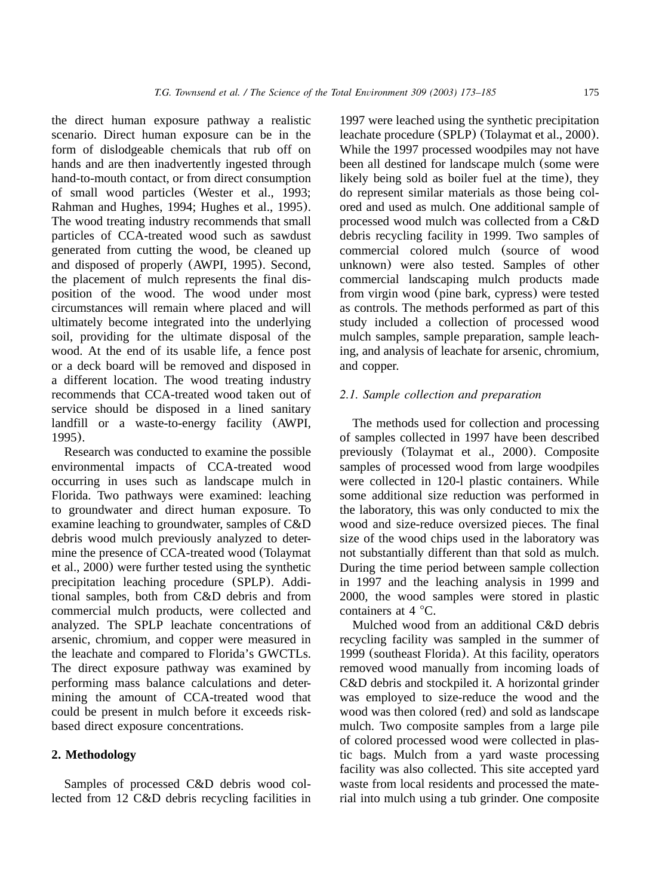the direct human exposure pathway a realistic scenario. Direct human exposure can be in the form of dislodgeable chemicals that rub off on hands and are then inadvertently ingested through hand-to-mouth contact, or from direct consumption of small wood particles (Wester et al., 1993; Rahman and Hughes, 1994; Hughes et al., 1995). The wood treating industry recommends that small particles of CCA-treated wood such as sawdust generated from cutting the wood, be cleaned up and disposed of properly (AWPI, 1995). Second, the placement of mulch represents the final disposition of the wood. The wood under most circumstances will remain where placed and will ultimately become integrated into the underlying soil, providing for the ultimate disposal of the wood. At the end of its usable life, a fence post or a deck board will be removed and disposed in a different location. The wood treating industry recommends that CCA-treated wood taken out of service should be disposed in a lined sanitary landfill or a waste-to-energy facility (AWPI, 1995).

Research was conducted to examine the possible environmental impacts of CCA-treated wood occurring in uses such as landscape mulch in Florida. Two pathways were examined: leaching to groundwater and direct human exposure. To examine leaching to groundwater, samples of C&D debris wood mulch previously analyzed to determine the presence of CCA-treated wood (Tolaymat et al., 2000) were further tested using the synthetic precipitation leaching procedure (SPLP). Additional samples, both from C&D debris and from commercial mulch products, were collected and analyzed. The SPLP leachate concentrations of arsenic, chromium, and copper were measured in the leachate and compared to Florida's GWCTLs. The direct exposure pathway was examined by performing mass balance calculations and determining the amount of CCA-treated wood that could be present in mulch before it exceeds risk-based direct exposure concentrations.

## 2. Methodology

Samples of processed C&D debris wood collected from 12 C&D debris recycling facilities in 1997 were leached using the synthetic precipitation leachate procedure (SPLP) (Tolaymat et al., 2000). While the 1997 processed woodpiles may not have been all destined for landscape mulch (some were likely being sold as boiler fuel at the time), they do represent similar materials as those being colored and used as mulch. One additional sample of processed wood mulch was collected from a C&D debris recycling facility in 1999. Two samples of commercial colored mulch (source of wood unknown) were also tested. Samples of other commercial landscaping mulch products made from virgin wood (pine bark, cypress) were tested as controls. The methods performed as part of this study included a collection of processed wood mulch samples, sample preparation, sample leaching, and analysis of leachate for arsenic, chromium, and copper.

### *2.1. Sample collection and preparation*

The methods used for collection and processing of samples collected in 1997 have been described previously (Tolaymat et al., 2000). Composite samples of processed wood from large woodpiles were collected in 120-l plastic containers. While some additional size reduction was performed in the laboratory, this was only conducted to mix the wood and size-reduce oversized pieces. The final size of the wood chips used in the laboratory was not substantially different than that sold as mulch. During the time period between sample collection in 1997 and the leaching analysis in 1999 and 2000, the wood samples were stored in plastic containers at 4 °C.

Mulched wood from an additional C&D debris recycling facility was sampled in the summer of 1999 (southeast Florida). At this facility, operators removed wood manually from incoming loads of C&D debris and stockpiled it. A horizontal grinder was employed to size-reduce the wood and the wood was then colored (red) and sold as landscape mulch. Two composite samples from a large pile of colored processed wood were collected in plastic bags. Mulch from a yard waste processing facility was also collected. This site accepted yard waste from local residents and processed the material into mulch using a tub grinder. One composite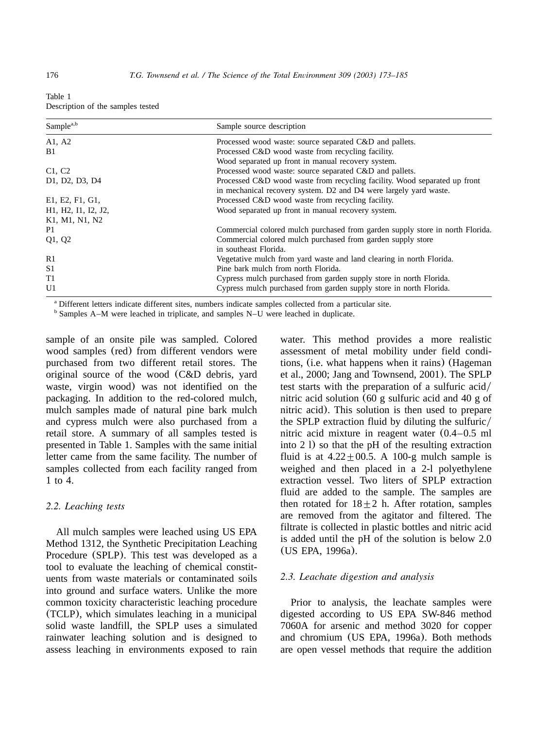Table 1
Description of the samples tested

| Sample[a,b] | Sample source description |
|---|---|
| A1, A2 | Processed wood waste: source separated C&D and pallets. |
| B1 | Processed C&D wood waste from recycling facility. Wood separated up front in manual recovery system. |
| C1, C2 | Processed wood waste: source separated C&D and pallets. |
| D1, D2, D3, D4 | Processed C&D wood waste from recycling facility. Wood separated up front in mechanical recovery system. D2 and D4 were largely yard waste. |
| E1, E2, F1, G1, H1, H2, I1, I2, J2, K1, M1, N1, N2 | Processed C&D wood waste from recycling facility. Wood separated up front in manual recovery system. |
| P1 | Commercial colored mulch purchased from garden supply store in north Florida. |
| Q1, Q2 | Commercial colored mulch purchased from garden supply store in southeast Florida. |
| R1 | Vegetative mulch from yard waste and land clearing in north Florida. |
| S1 | Pine bark mulch from north Florida. |
| T1 | Cypress mulch purchased from garden supply store in north Florida. |
| U1 | Cypress mulch purchased from garden supply store in north Florida. |

[a] Different letters indicate different sites, numbers indicate samples collected from a particular site.
[b] Samples A–M were leached in triplicate, and samples N–U were leached in duplicate.

sample of an onsite pile was sampled. Colored wood samples (red) from different vendors were purchased from two different retail stores. The original source of the wood (C&D debris, yard waste, virgin wood) was not identified on the packaging. In addition to the red-colored mulch, mulch samples made of natural pine bark mulch and cypress mulch were also purchased from a retail store. A summary of all samples tested is presented in Table 1. Samples with the same initial letter came from the same facility. The number of samples collected from each facility ranged from 1 to 4.

### *2.2. Leaching tests*

All mulch samples were leached using US EPA Method 1312, the Synthetic Precipitation Leaching Procedure (SPLP). This test was developed as a tool to evaluate the leaching of chemical constituents from waste materials or contaminated soils into ground and surface waters. Unlike the more common toxicity characteristic leaching procedure (TCLP), which simulates leaching in a municipal solid waste landfill, the SPLP uses a simulated rainwater leaching solution and is designed to assess leaching in environments exposed to rain water. This method provides a more realistic assessment of metal mobility under field conditions, (i.e. what happens when it rains) (Hageman et al., 2000; Jang and Townsend, 2001). The SPLP test starts with the preparation of a sulfuric acid/nitric acid solution (60 g sulfuric acid and 40 g of nitric acid). This solution is then used to prepare the SPLP extraction fluid by diluting the sulfuric/nitric acid mixture in reagent water (0.4–0.5 ml into 2 l) so that the pH of the resulting extraction fluid is at $4.22 \pm 00.5$. A 100-g mulch sample is weighed and then placed in a 2-l polyethylene extraction vessel. Two liters of SPLP extraction fluid are added to the sample. The samples are then rotated for $18 \pm 2$ h. After rotation, samples are removed from the agitator and filtered. The filtrate is collected in plastic bottles and nitric acid is added until the pH of the solution is below 2.0 (US EPA, 1996a).

### *2.3. Leachate digestion and analysis*

Prior to analysis, the leachate samples were digested according to US EPA SW-846 method 7060A for arsenic and method 3020 for copper and chromium (US EPA, 1996a). Both methods are open vessel methods that require the addition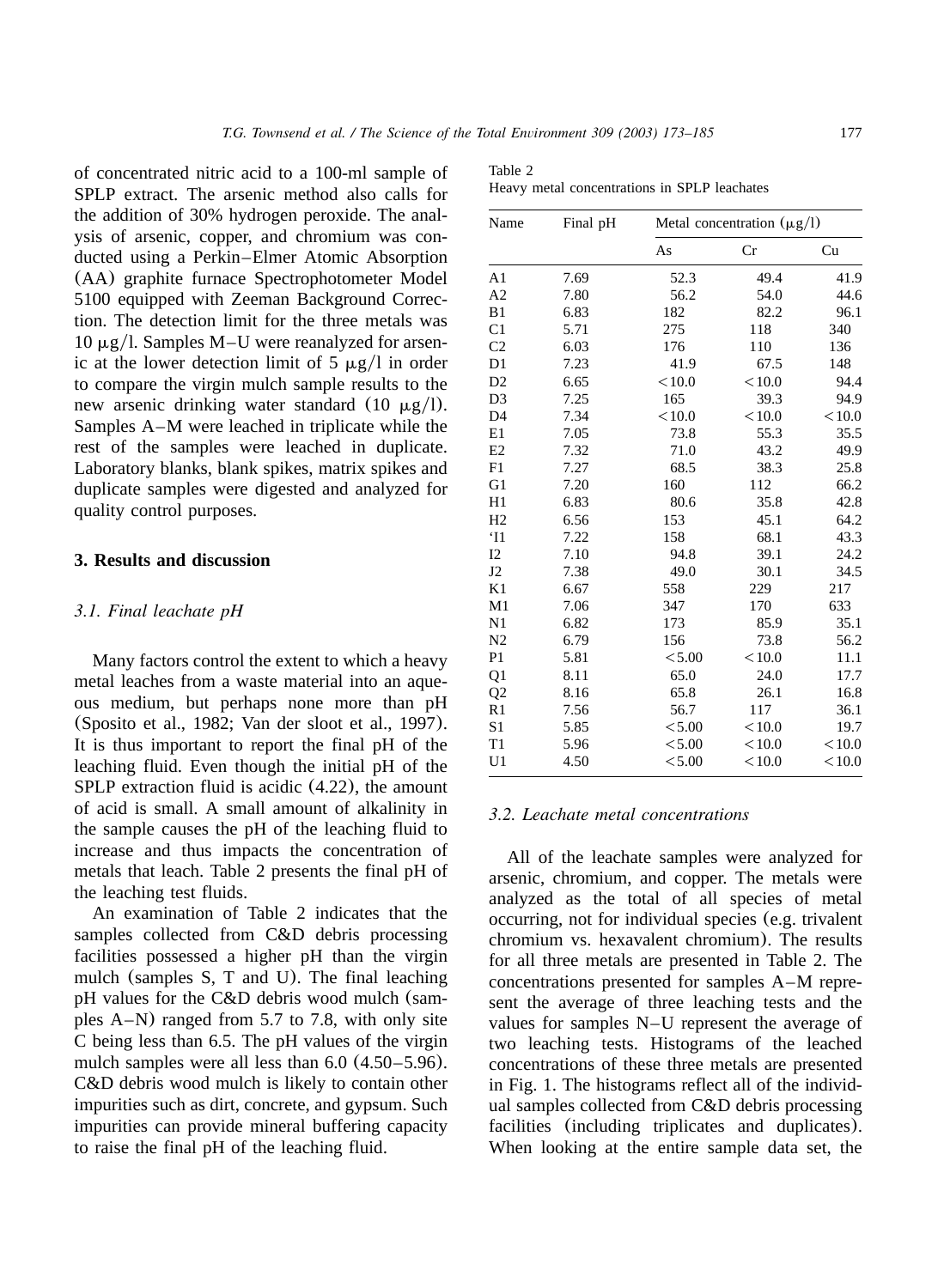of concentrated nitric acid to a 100-ml sample of SPLP extract. The arsenic method also calls for the addition of 30% hydrogen peroxide. The analysis of arsenic, copper, and chromium was conducted using a Perkin–Elmer Atomic Absorption (AA) graphite furnace Spectrophotometer Model 5100 equipped with Zeeman Background Correction. The detection limit for the three metals was 10 μg/l. Samples M–U were reanalyzed for arsenic at the lower detection limit of 5 μg/l in order to compare the virgin mulch sample results to the new arsenic drinking water standard (10 μg/l). Samples A–M were leached in triplicate while the rest of the samples were leached in duplicate. Laboratory blanks, blank spikes, matrix spikes and duplicate samples were digested and analyzed for quality control purposes.

## 3. Results and discussion

### *3.1. Final leachate pH*

Many factors control the extent to which a heavy metal leaches from a waste material into an aqueous medium, but perhaps none more than pH (Sposito et al., 1982; Van der sloot et al., 1997). It is thus important to report the final pH of the leaching fluid. Even though the initial pH of the SPLP extraction fluid is acidic (4.22), the amount of acid is small. A small amount of alkalinity in the sample causes the pH of the leaching fluid to increase and thus impacts the concentration of metals that leach. Table 2 presents the final pH of the leaching test fluids.

An examination of Table 2 indicates that the samples collected from C&D debris processing facilities possessed a higher pH than the virgin mulch (samples S, T and U). The final leaching pH values for the C&D debris wood mulch (samples A–N) ranged from 5.7 to 7.8, with only site C being less than 6.5. The pH values of the virgin mulch samples were all less than 6.0 (4.50–5.96). C&D debris wood mulch is likely to contain other impurities such as dirt, concrete, and gypsum. Such impurities can provide mineral buffering capacity to raise the final pH of the leaching fluid.

Table 2
Heavy metal concentrations in SPLP leachates

| Name | Final pH | Metal concentration (μg/l) | | |
|---|---|---|---|---|
| | | As | Cr | Cu |
| A1 | 7.69 | 52.3 | 49.4 | 41.9 |
| A2 | 7.80 | 56.2 | 54.0 | 44.6 |
| B1 | 6.83 | 182 | 82.2 | 96.1 |
| C1 | 5.71 | 275 | 118 | 340 |
| C2 | 6.03 | 176 | 110 | 136 |
| D1 | 7.23 | 41.9 | 67.5 | 148 |
| D2 | 6.65 | <10.0 | <10.0 | 94.4 |
| D3 | 7.25 | 165 | 39.3 | 94.9 |
| D4 | 7.34 | <10.0 | <10.0 | <10.0 |
| E1 | 7.05 | 73.8 | 55.3 | 35.5 |
| E2 | 7.32 | 71.0 | 43.2 | 49.9 |
| F1 | 7.27 | 68.5 | 38.3 | 25.8 |
| G1 | 7.20 | 160 | 112 | 66.2 |
| H1 | 6.83 | 80.6 | 35.8 | 42.8 |
| H2 | 6.56 | 153 | 45.1 | 64.2 |
| 'I1 | 7.22 | 158 | 68.1 | 43.3 |
| I2 | 7.10 | 94.8 | 39.1 | 24.2 |
| J2 | 7.38 | 49.0 | 30.1 | 34.5 |
| K1 | 6.67 | 558 | 229 | 217 |
| M1 | 7.06 | 347 | 170 | 633 |
| N1 | 6.82 | 173 | 85.9 | 35.1 |
| N2 | 6.79 | 156 | 73.8 | 56.2 |
| P1 | 5.81 | <5.00 | <10.0 | 11.1 |
| Q1 | 8.11 | 65.0 | 24.0 | 17.7 |
| Q2 | 8.16 | 65.8 | 26.1 | 16.8 |
| R1 | 7.56 | 56.7 | 117 | 36.1 |
| S1 | 5.85 | <5.00 | <10.0 | 19.7 |
| T1 | 5.96 | <5.00 | <10.0 | <10.0 |
| U1 | 4.50 | <5.00 | <10.0 | <10.0 |

### *3.2. Leachate metal concentrations*

All of the leachate samples were analyzed for arsenic, chromium, and copper. The metals were analyzed as the total of all species of metal occurring, not for individual species (e.g. trivalent chromium vs. hexavalent chromium). The results for all three metals are presented in Table 2. The concentrations presented for samples A–M represent the average of three leaching tests and the values for samples N–U represent the average of two leaching tests. Histograms of the leached concentrations of these three metals are presented in Fig. 1. The histograms reflect all of the individual samples collected from C&D debris processing facilities (including triplicates and duplicates). When looking at the entire sample data set, the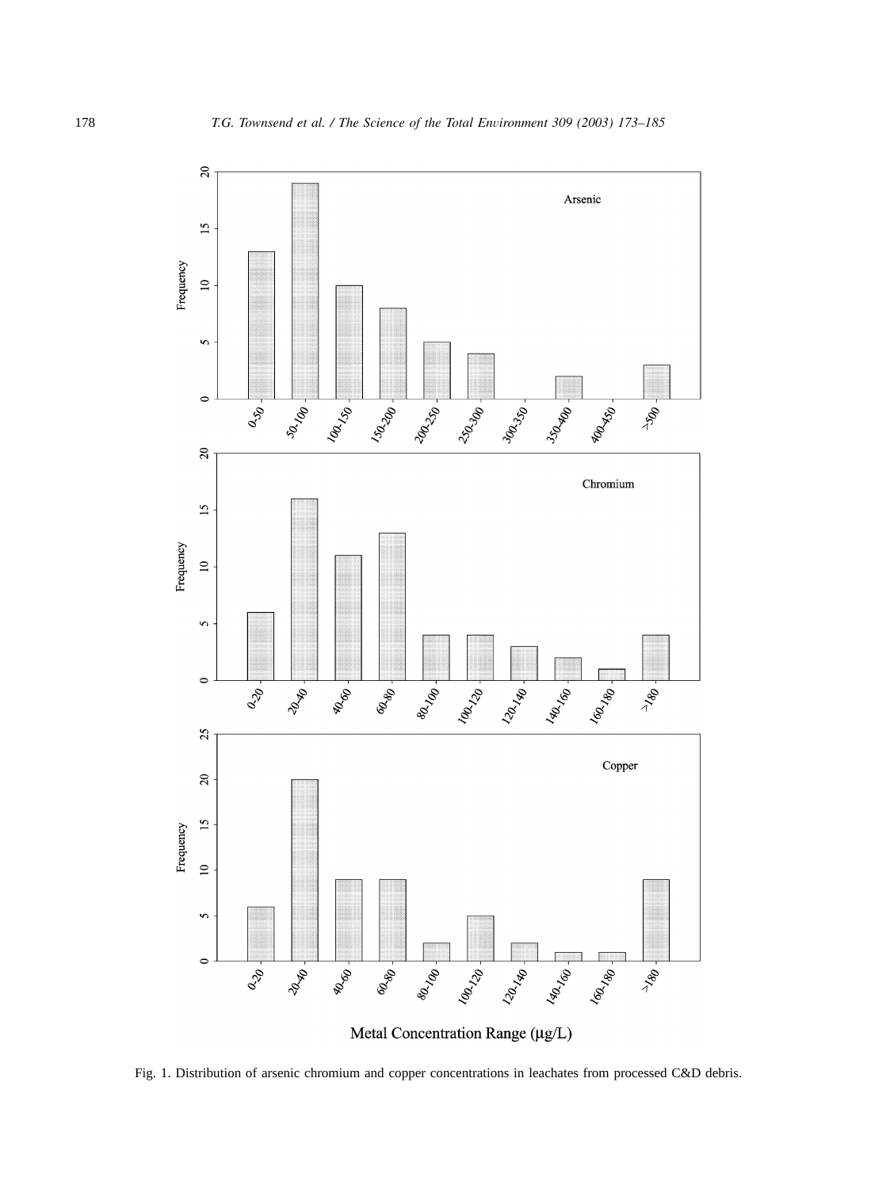Fig. 1. Distribution of arsenic chromium and copper concentrations in leachates from processed C&D debris.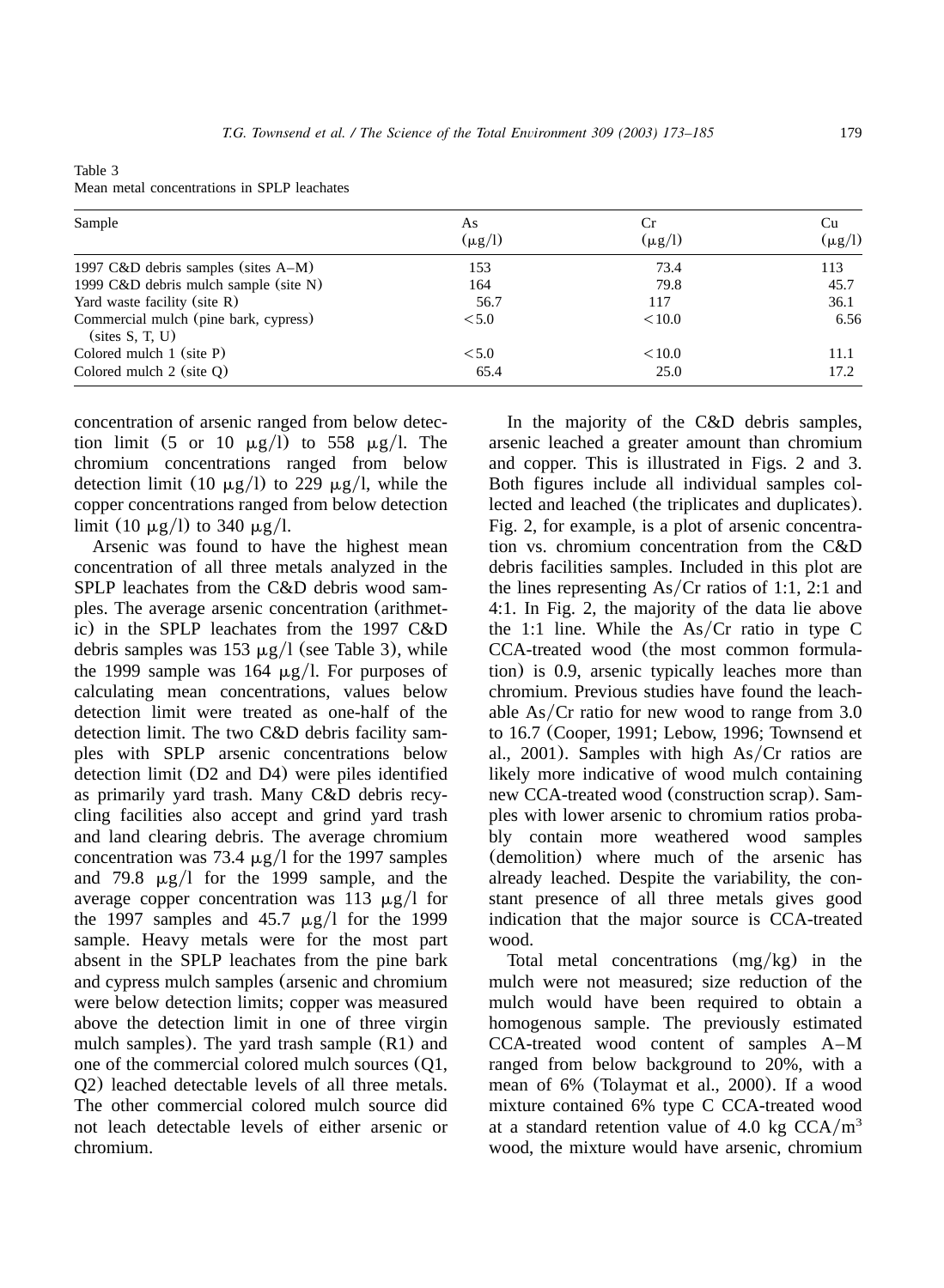Table 3
Mean metal concentrations in SPLP leachates

| Sample | As (μg/l) | Cr (μg/l) | Cu (μg/l) |
|---|---|---|---|
| 1997 C&D debris samples (sites A–M) | 153 | 73.4 | 113 |
| 1999 C&D debris mulch sample (site N) | 164 | 79.8 | 45.7 |
| Yard waste facility (site R) | 56.7 | 117 | 36.1 |
| Commercial mulch (pine bark, cypress) (sites S, T, U) | <5.0 | <10.0 | 6.56 |
| Colored mulch 1 (site P) | <5.0 | <10.0 | 11.1 |
| Colored mulch 2 (site Q) | 65.4 | 25.0 | 17.2 |

concentration of arsenic ranged from below detection limit (5 or 10 μg/l) to 558 μg/l. The chromium concentrations ranged from below detection limit (10 μg/l) to 229 μg/l, while the copper concentrations ranged from below detection limit (10 μg/l) to 340 μg/l.

Arsenic was found to have the highest mean concentration of all three metals analyzed in the SPLP leachates from the C&D debris wood samples. The average arsenic concentration (arithmetic) in the SPLP leachates from the 1997 C&D debris samples was 153 μg/l (see Table 3), while the 1999 sample was 164 μg/l. For purposes of calculating mean concentrations, values below detection limit were treated as one-half of the detection limit. The two C&D debris facility samples with SPLP arsenic concentrations below detection limit (D2 and D4) were piles identified as primarily yard trash. Many C&D debris recycling facilities also accept and grind yard trash and land clearing debris. The average chromium concentration was 73.4 μg/l for the 1997 samples and 79.8 μg/l for the 1999 sample, and the average copper concentration was 113 μg/l for the 1997 samples and 45.7 μg/l for the 1999 sample. Heavy metals were for the most part absent in the SPLP leachates from the pine bark and cypress mulch samples (arsenic and chromium were below detection limits; copper was measured above the detection limit in one of three virgin mulch samples). The yard trash sample (R1) and one of the commercial colored mulch sources (Q1, Q2) leached detectable levels of all three metals. The other commercial colored mulch source did not leach detectable levels of either arsenic or chromium.

In the majority of the C&D debris samples, arsenic leached a greater amount than chromium and copper. This is illustrated in Figs. 2 and 3. Both figures include all individual samples collected and leached (the triplicates and duplicates). Fig. 2, for example, is a plot of arsenic concentration vs. chromium concentration from the C&D debris facilities samples. Included in this plot are the lines representing As/Cr ratios of 1:1, 2:1 and 4:1. In Fig. 2, the majority of the data lie above the 1:1 line. While the As/Cr ratio in type C CCA-treated wood (the most common formulation) is 0.9, arsenic typically leaches more than chromium. Previous studies have found the leachable As/Cr ratio for new wood to range from 3.0 to 16.7 (Cooper, 1991; Lebow, 1996; Townsend et al., 2001). Samples with high As/Cr ratios are likely more indicative of wood mulch containing new CCA-treated wood (construction scrap). Samples with lower arsenic to chromium ratios probably contain more weathered wood samples (demolition) where much of the arsenic has already leached. Despite the variability, the constant presence of all three metals gives good indication that the major source is CCA-treated wood.

Total metal concentrations (mg/kg) in the mulch were not measured; size reduction of the mulch would have been required to obtain a homogenous sample. The previously estimated CCA-treated wood content of samples A–M ranged from below background to 20%, with a mean of 6% (Tolaymat et al., 2000). If a wood mixture contained 6% type C CCA-treated wood at a standard retention value of 4.0 kg CCA/$m^3$ wood, the mixture would have arsenic, chromium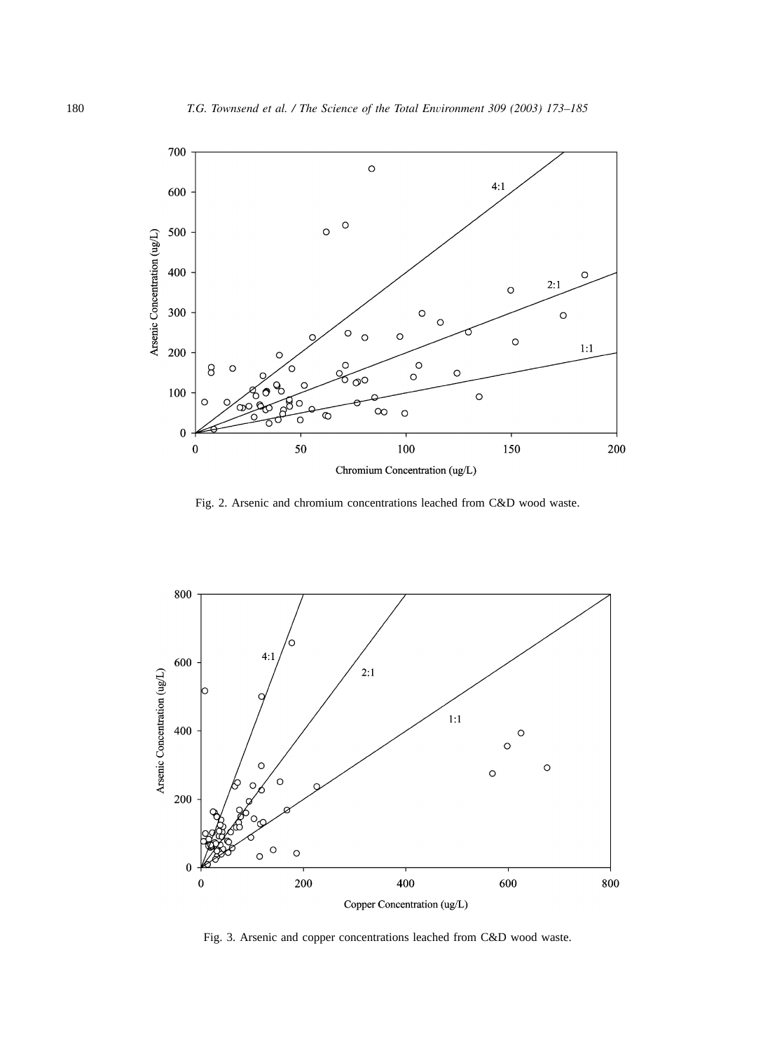Fig. 2. Arsenic and chromium concentrations leached from C&D wood waste.

Fig. 3. Arsenic and copper concentrations leached from C&D wood waste.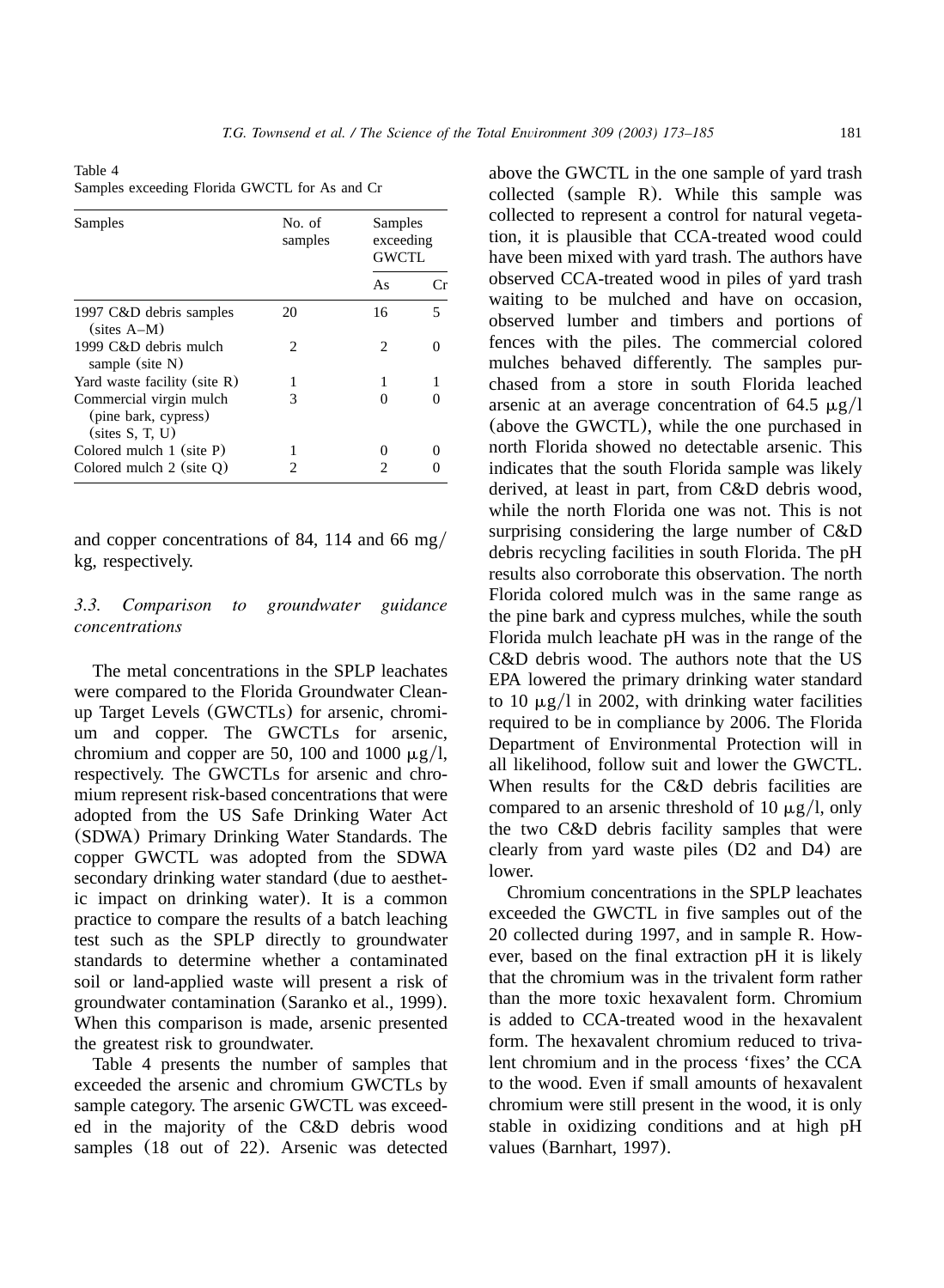Table 4
Samples exceeding Florida GWCTL for As and Cr

| Samples | No. of samples | Samples exceeding GWCTL | |
|---|---|---|---|
| | | As | Cr |
| 1997 C&D debris samples (sites A–M) | 20 | 16 | 5 |
| 1999 C&D debris mulch sample (site N) | 2 | 2 | 0 |
| Yard waste facility (site R) | 1 | 1 | 1 |
| Commercial virgin mulch (pine bark, cypress) (sites S, T, U) | 3 | 0 | 0 |
| Colored mulch 1 (site P) | 1 | 0 | 0 |
| Colored mulch 2 (site Q) | 2 | 2 | 0 |

and copper concentrations of 84, 114 and 66 mg/kg, respectively.

### *3.3. Comparison to groundwater guidance concentrations*

The metal concentrations in the SPLP leachates were compared to the Florida Groundwater Cleanup Target Levels (GWCTLs) for arsenic, chromium and copper. The GWCTLs for arsenic, chromium and copper are 50, 100 and 1000 μg/l, respectively. The GWCTLs for arsenic and chromium represent risk-based concentrations that were adopted from the US Safe Drinking Water Act (SDWA) Primary Drinking Water Standards. The copper GWCTL was adopted from the SDWA secondary drinking water standard (due to aesthetic impact on drinking water). It is a common practice to compare the results of a batch leaching test such as the SPLP directly to groundwater standards to determine whether a contaminated soil or land-applied waste will present a risk of groundwater contamination (Saranko et al., 1999). When this comparison is made, arsenic presented the greatest risk to groundwater.

Table 4 presents the number of samples that exceeded the arsenic and chromium GWCTLs by sample category. The arsenic GWCTL was exceeded in the majority of the C&D debris wood samples (18 out of 22). Arsenic was detected above the GWCTL in the one sample of yard trash collected (sample R). While this sample was collected to represent a control for natural vegetation, it is plausible that CCA-treated wood could have been mixed with yard trash. The authors have observed CCA-treated wood in piles of yard trash waiting to be mulched and have on occasion, observed lumber and timbers and portions of fences with the piles. The commercial colored mulches behaved differently. The samples purchased from a store in south Florida leached arsenic at an average concentration of 64.5 μg/l (above the GWCTL), while the one purchased in north Florida showed no detectable arsenic. This indicates that the south Florida sample was likely derived, at least in part, from C&D debris wood, while the north Florida one was not. This is not surprising considering the large number of C&D debris recycling facilities in south Florida. The pH results also corroborate this observation. The north Florida colored mulch was in the same range as the pine bark and cypress mulches, while the south Florida mulch leachate pH was in the range of the C&D debris wood. The authors note that the US EPA lowered the primary drinking water standard to 10 μg/l in 2002, with drinking water facilities required to be in compliance by 2006. The Florida Department of Environmental Protection will in all likelihood, follow suit and lower the GWCTL. When results for the C&D debris facilities are compared to an arsenic threshold of 10 μg/l, only the two C&D debris facility samples that were clearly from yard waste piles (D2 and D4) are lower.

Chromium concentrations in the SPLP leachates exceeded the GWCTL in five samples out of the 20 collected during 1997, and in sample R. However, based on the final extraction pH it is likely that the chromium was in the trivalent form rather than the more toxic hexavalent form. Chromium is added to CCA-treated wood in the hexavalent form. The hexavalent chromium reduced to trivalent chromium and in the process 'fixes' the CCA to the wood. Even if small amounts of hexavalent chromium were still present in the wood, it is only stable in oxidizing conditions and at high pH values (Barnhart, 1997).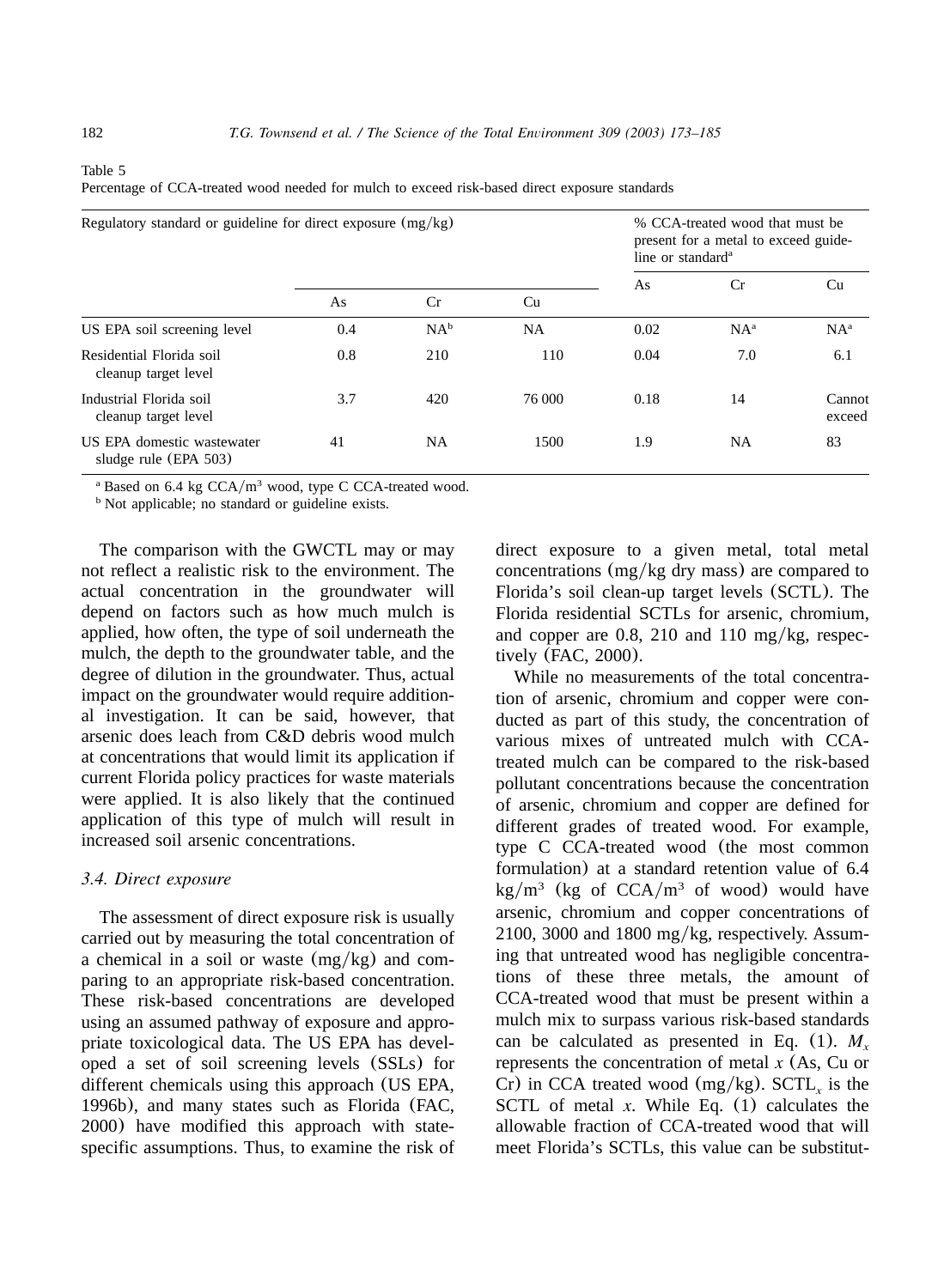Table 5

Percentage of CCA-treated wood needed for mulch to exceed risk-based direct exposure standards

| Regulatory standard or guideline for direct exposure (mg/kg) | | | | % CCA-treated wood that must be present for a metal to exceed guideline or standard[a] | | |
|---|---|---|---|---|---|---|
| | As | Cr | Cu | As | Cr | Cu |
| US EPA soil screening level | 0.4 | NA[b] | NA | 0.02 | NA[a] | NA[a] |
| Residential Florida soil cleanup target level | 0.8 | 210 | 110 | 0.04 | 7.0 | 6.1 |
| Industrial Florida soil cleanup target level | 3.7 | 420 | 76 000 | 0.18 | 14 | Cannot exceed |
| US EPA domestic wastewater sludge rule (EPA 503) | 41 | NA | 1500 | 1.9 | NA | 83 |

[a] Based on 6.4 kg CCA/m$^3$ wood, type C CCA-treated wood.

[b] Not applicable; no standard or guideline exists.

The comparison with the GWCTL may or may not reflect a realistic risk to the environment. The actual concentration in the groundwater will depend on factors such as how much mulch is applied, how often, the type of soil underneath the mulch, the depth to the groundwater table, and the degree of dilution in the groundwater. Thus, actual impact on the groundwater would require additional investigation. It can be said, however, that arsenic does leach from C&D debris wood mulch at concentrations that would limit its application if current Florida policy practices for waste materials were applied. It is also likely that the continued application of this type of mulch will result in increased soil arsenic concentrations.

### 3.4. Direct exposure

The assessment of direct exposure risk is usually carried out by measuring the total concentration of a chemical in a soil or waste (mg/kg) and comparing to an appropriate risk-based concentration. These risk-based concentrations are developed using an assumed pathway of exposure and appropriate toxicological data. The US EPA has developed a set of soil screening levels (SSLs) for different chemicals using this approach (US EPA, 1996b), and many states such as Florida (FAC, 2000) have modified this approach with state-specific assumptions. Thus, to examine the risk of direct exposure to a given metal, total metal concentrations (mg/kg dry mass) are compared to Florida's soil clean-up target levels (SCTL). The Florida residential SCTLs for arsenic, chromium, and copper are 0.8, 210 and 110 mg/kg, respectively (FAC, 2000).

While no measurements of the total concentration of arsenic, chromium and copper were conducted as part of this study, the concentration of various mixes of untreated mulch with CCA-treated mulch can be compared to the risk-based pollutant concentrations because the concentration of arsenic, chromium and copper are defined for different grades of treated wood. For example, type C CCA-treated wood (the most common formulation) at a standard retention value of 6.4 kg/m$^3$ (kg of CCA/m$^3$ of wood) would have arsenic, chromium and copper concentrations of 2100, 3000 and 1800 mg/kg, respectively. Assuming that untreated wood has negligible concentrations of these three metals, the amount of CCA-treated wood that must be present within a mulch mix to surpass various risk-based standards can be calculated as presented in Eq. (1). $M_x$ represents the concentration of metal $x$ (As, Cu or Cr) in CCA treated wood (mg/kg). $SCTL_x$ is the SCTL of metal $x$. While Eq. (1) calculates the allowable fraction of CCA-treated wood that will meet Florida's SCTLs, this value can be substitut-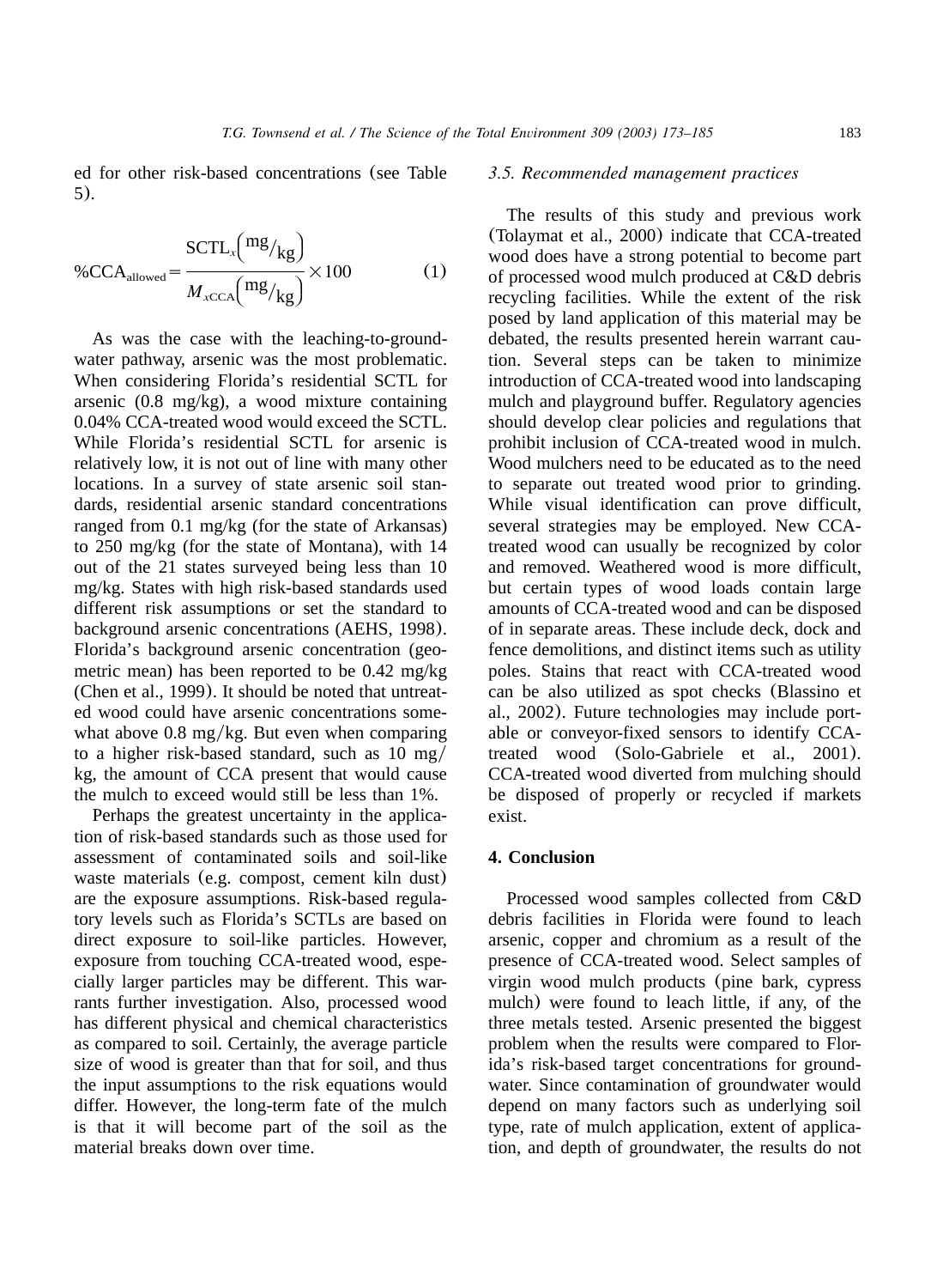ed for other risk-based concentrations (see Table 5).

$$\%\text{CCA}_{\text{allowed}} = \frac{\text{SCTL}_x\left(\text{mg}/\text{kg}\right)}{M_{x\text{CCA}}\left(\text{mg}/\text{kg}\right)} \times 100 \qquad (1)$$

As was the case with the leaching-to-groundwater pathway, arsenic was the most problematic. When considering Florida's residential SCTL for arsenic (0.8 mg/kg), a wood mixture containing 0.04% CCA-treated wood would exceed the SCTL. While Florida's residential SCTL for arsenic is relatively low, it is not out of line with many other locations. In a survey of state arsenic soil standards, residential arsenic standard concentrations ranged from 0.1 mg/kg (for the state of Arkansas) to 250 mg/kg (for the state of Montana), with 14 out of the 21 states surveyed being less than 10 mg/kg. States with high risk-based standards used different risk assumptions or set the standard to background arsenic concentrations (AEHS, 1998). Florida's background arsenic concentration (geometric mean) has been reported to be 0.42 mg/kg (Chen et al., 1999). It should be noted that untreated wood could have arsenic concentrations somewhat above 0.8 mg/kg. But even when comparing to a higher risk-based standard, such as 10 mg/kg, the amount of CCA present that would cause the mulch to exceed would still be less than 1%.

Perhaps the greatest uncertainty in the application of risk-based standards such as those used for assessment of contaminated soils and soil-like waste materials (e.g. compost, cement kiln dust) are the exposure assumptions. Risk-based regulatory levels such as Florida's SCTLs are based on direct exposure to soil-like particles. However, exposure from touching CCA-treated wood, especially larger particles may be different. This warrants further investigation. Also, processed wood has different physical and chemical characteristics as compared to soil. Certainly, the average particle size of wood is greater than that for soil, and thus the input assumptions to the risk equations would differ. However, the long-term fate of the mulch is that it will become part of the soil as the material breaks down over time.

### *3.5. Recommended management practices*

The results of this study and previous work (Tolaymat et al., 2000) indicate that CCA-treated wood does have a strong potential to become part of processed wood mulch produced at C&D debris recycling facilities. While the extent of the risk posed by land application of this material may be debated, the results presented herein warrant caution. Several steps can be taken to minimize introduction of CCA-treated wood into landscaping mulch and playground buffer. Regulatory agencies should develop clear policies and regulations that prohibit inclusion of CCA-treated wood in mulch. Wood mulchers need to be educated as to the need to separate out treated wood prior to grinding. While visual identification can prove difficult, several strategies may be employed. New CCA-treated wood can usually be recognized by color and removed. Weathered wood is more difficult, but certain types of wood loads contain large amounts of CCA-treated wood and can be disposed of in separate areas. These include deck, dock and fence demolitions, and distinct items such as utility poles. Stains that react with CCA-treated wood can be also utilized as spot checks (Blassino et al., 2002). Future technologies may include portable or conveyor-fixed sensors to identify CCA-treated wood (Solo-Gabriele et al., 2001). CCA-treated wood diverted from mulching should be disposed of properly or recycled if markets exist.

## 4. Conclusion

Processed wood samples collected from C&D debris facilities in Florida were found to leach arsenic, copper and chromium as a result of the presence of CCA-treated wood. Select samples of virgin wood mulch products (pine bark, cypress mulch) were found to leach little, if any, of the three metals tested. Arsenic presented the biggest problem when the results were compared to Florida's risk-based target concentrations for groundwater. Since contamination of groundwater would depend on many factors such as underlying soil type, rate of mulch application, extent of application, and depth of groundwater, the results do not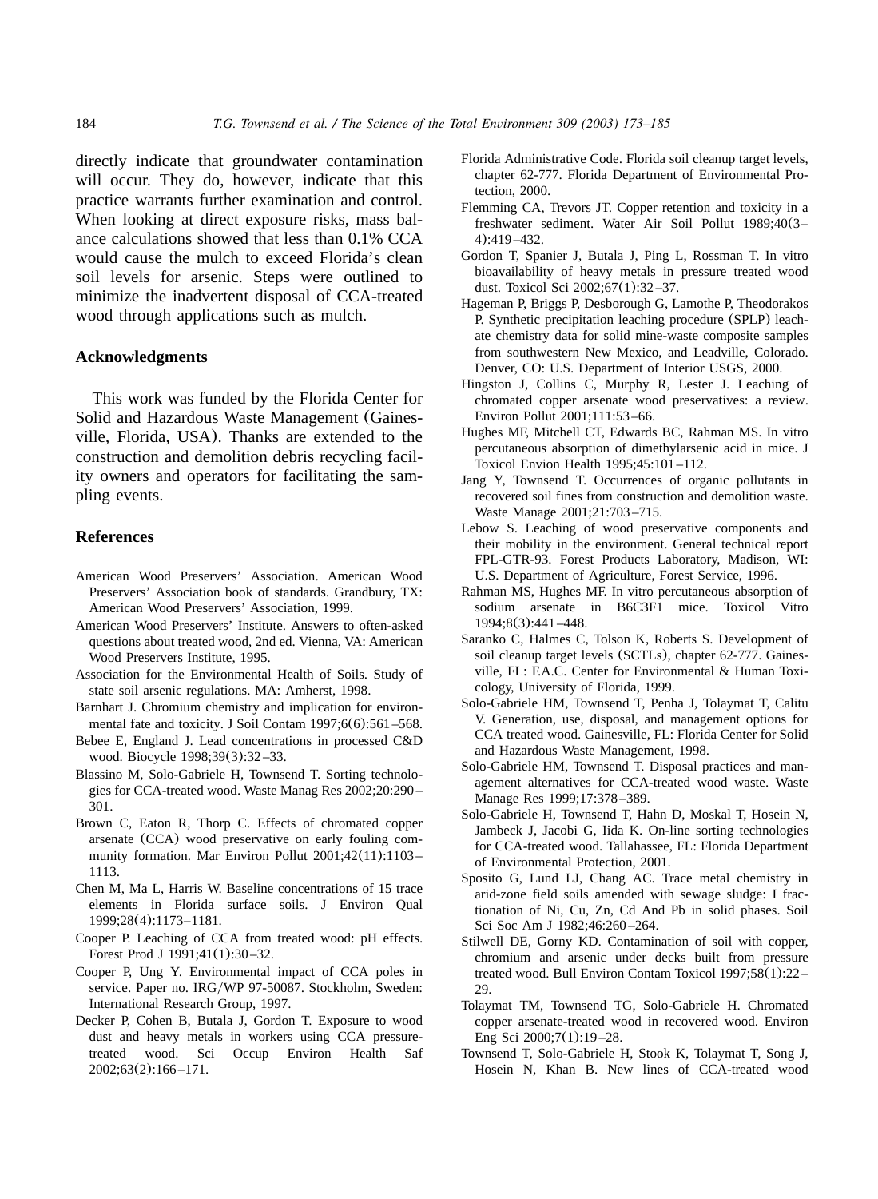directly indicate that groundwater contamination will occur. They do, however, indicate that this practice warrants further examination and control. When looking at direct exposure risks, mass balance calculations showed that less than 0.1% CCA would cause the mulch to exceed Florida's clean soil levels for arsenic. Steps were outlined to minimize the inadvertent disposal of CCA-treated wood through applications such as mulch.

## Acknowledgments

This work was funded by the Florida Center for Solid and Hazardous Waste Management (Gainesville, Florida, USA). Thanks are extended to the construction and demolition debris recycling facility owners and operators for facilitating the sampling events.

## References

American Wood Preservers' Association. American Wood Preservers' Association book of standards. Grandbury, TX: American Wood Preservers' Association, 1999.

American Wood Preservers' Institute. Answers to often-asked questions about treated wood, 2nd ed. Vienna, VA: American Wood Preservers Institute, 1995.

Association for the Environmental Health of Soils. Study of state soil arsenic regulations. MA: Amherst, 1998.

Barnhart J. Chromium chemistry and implication for environmental fate and toxicity. J Soil Contam 1997;6(6):561–568.

Bebee E, England J. Lead concentrations in processed C&D wood. Biocycle 1998;39(3):32–33.

Blassino M, Solo-Gabriele H, Townsend T. Sorting technologies for CCA-treated wood. Waste Manag Res 2002;20:290–301.

Brown C, Eaton R, Thorp C. Effects of chromated copper arsenate (CCA) wood preservative on early fouling community formation. Mar Environ Pollut 2001;42(11):1103–1113.

Chen M, Ma L, Harris W. Baseline concentrations of 15 trace elements in Florida surface soils. J Environ Qual 1999;28(4):1173–1181.

Cooper P. Leaching of CCA from treated wood: pH effects. Forest Prod J 1991;41(1):30–32.

Cooper P, Ung Y. Environmental impact of CCA poles in service. Paper no. IRG/WP 97-50087. Stockholm, Sweden: International Research Group, 1997.

Decker P, Cohen B, Butala J, Gordon T. Exposure to wood dust and heavy metals in workers using CCA pressure-treated wood. Sci Occup Environ Health Saf 2002;63(2):166–171.

Florida Administrative Code. Florida soil cleanup target levels, chapter 62-777. Florida Department of Environmental Protection, 2000.

Flemming CA, Trevors JT. Copper retention and toxicity in a freshwater sediment. Water Air Soil Pollut 1989;40(3–4):419–432.

Gordon T, Spanier J, Butala J, Ping L, Rossman T. In vitro bioavailability of heavy metals in pressure treated wood dust. Toxicol Sci 2002;67(1):32–37.

Hageman P, Briggs P, Desborough G, Lamothe P, Theodorakos P. Synthetic precipitation leaching procedure (SPLP) leachate chemistry data for solid mine-waste composite samples from southwestern New Mexico, and Leadville, Colorado. Denver, CO: U.S. Department of Interior USGS, 2000.

Hingston J, Collins C, Murphy R, Lester J. Leaching of chromated copper arsenate wood preservatives: a review. Environ Pollut 2001;111:53–66.

Hughes MF, Mitchell CT, Edwards BC, Rahman MS. In vitro percutaneous absorption of dimethylarsenic acid in mice. J Toxicol Envion Health 1995;45:101–112.

Jang Y, Townsend T. Occurrences of organic pollutants in recovered soil fines from construction and demolition waste. Waste Manage 2001;21:703–715.

Lebow S. Leaching of wood preservative components and their mobility in the environment. General technical report FPL-GTR-93. Forest Products Laboratory, Madison, WI: U.S. Department of Agriculture, Forest Service, 1996.

Rahman MS, Hughes MF. In vitro percutaneous absorption of sodium arsenate in B6C3F1 mice. Toxicol Vitro 1994;8(3):441–448.

Saranko C, Halmes C, Tolson K, Roberts S. Development of soil cleanup target levels (SCTLs), chapter 62-777. Gainesville, FL: F.A.C. Center for Environmental & Human Toxicology, University of Florida, 1999.

Solo-Gabriele HM, Townsend T, Penha J, Tolaymat T, Calitu V. Generation, use, disposal, and management options for CCA treated wood. Gainesville, FL: Florida Center for Solid and Hazardous Waste Management, 1998.

Solo-Gabriele HM, Townsend T. Disposal practices and management alternatives for CCA-treated wood waste. Waste Manage Res 1999;17:378–389.

Solo-Gabriele H, Townsend T, Hahn D, Moskal T, Hosein N, Jambeck J, Jacobi G, Iida K. On-line sorting technologies for CCA-treated wood. Tallahassee, FL: Florida Department of Environmental Protection, 2001.

Sposito G, Lund LJ, Chang AC. Trace metal chemistry in arid-zone field soils amended with sewage sludge: I fractionation of Ni, Cu, Zn, Cd And Pb in solid phases. Soil Sci Soc Am J 1982;46:260–264.

Stilwell DE, Gorny KD. Contamination of soil with copper, chromium and arsenic under decks built from pressure treated wood. Bull Environ Contam Toxicol 1997;58(1):22–29.

Tolaymat TM, Townsend TG, Solo-Gabriele H. Chromated copper arsenate-treated wood in recovered wood. Environ Eng Sci 2000;7(1):19–28.

Townsend T, Solo-Gabriele H, Stook K, Tolaymat T, Song J, Hosein N, Khan B. New lines of CCA-treated wood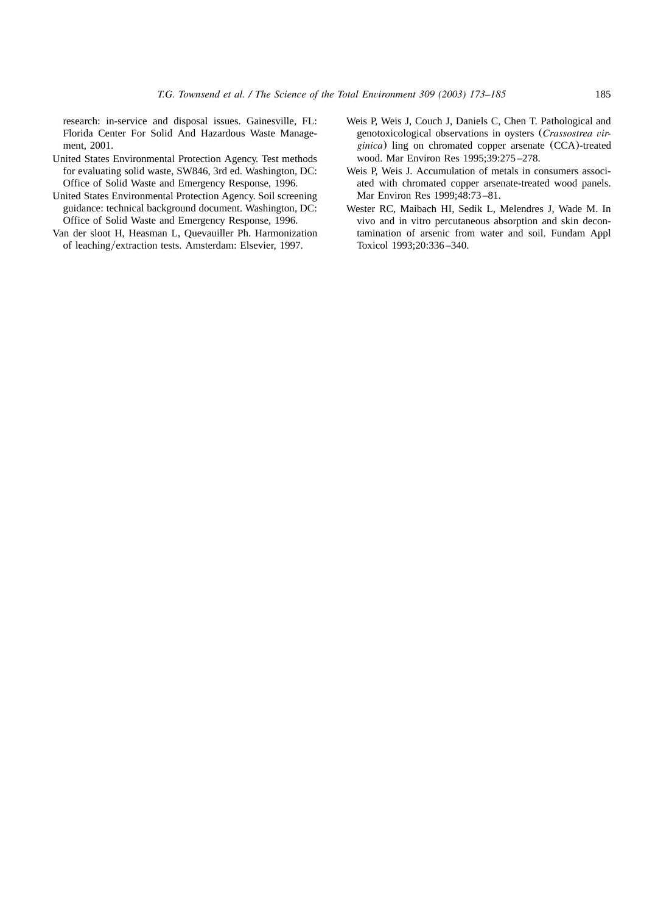research: in-service and disposal issues. Gainesville, FL: Florida Center For Solid And Hazardous Waste Management, 2001.

United States Environmental Protection Agency. Test methods for evaluating solid waste, SW846, 3rd ed. Washington, DC: Office of Solid Waste and Emergency Response, 1996.

United States Environmental Protection Agency. Soil screening guidance: technical background document. Washington, DC: Office of Solid Waste and Emergency Response, 1996.

Van der sloot H, Heasman L, Quevauiller Ph. Harmonization of leaching/extraction tests. Amsterdam: Elsevier, 1997.

Weis P, Weis J, Couch J, Daniels C, Chen T. Pathological and genotoxicological observations in oysters (*Crassostrea virginica*) ling on chromated copper arsenate (CCA)-treated wood. Mar Environ Res 1995;39:275–278.

Weis P, Weis J. Accumulation of metals in consumers associated with chromated copper arsenate-treated wood panels. Mar Environ Res 1999;48:73–81.

Wester RC, Maibach HI, Sedik L, Melendres J, Wade M. In vivo and in vitro percutaneous absorption and skin decontamination of arsenic from water and soil. Fundam Appl Toxicol 1993;20:336–340.